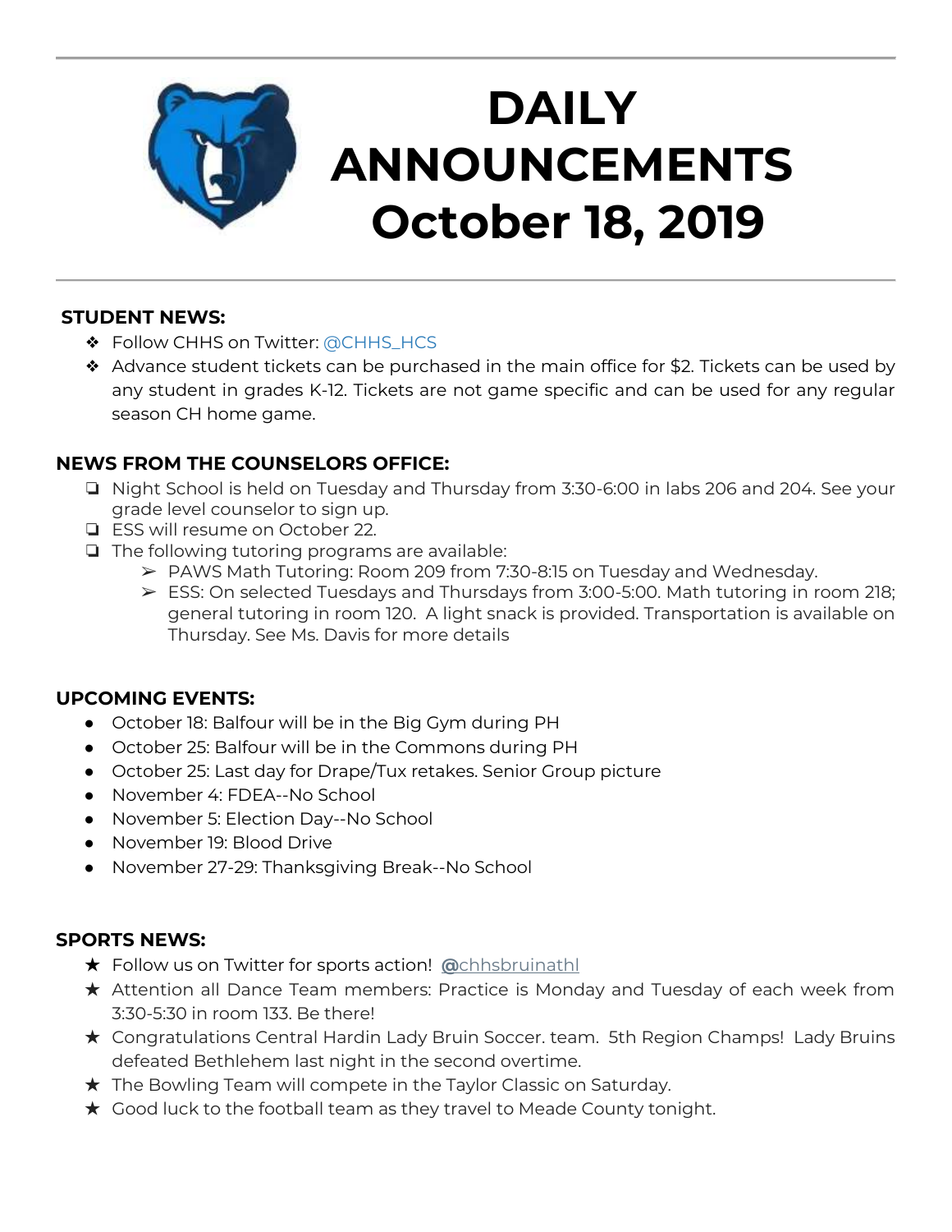# DAILY ANNOUNCEMENTS October 18, 2019

**STUDENT NEWS:**

- Follow CHHS on Twitter: @CHHS_HCS
- Advance student tickets can be purchased in the main office for $2. Tickets can be used by any student in grades K-12. Tickets are not game specific and can be used for any regular season CH home game.

**NEWS FROM THE COUNSELORS OFFICE:**

- Night School is held on Tuesday and Thursday from 3:30-6:00 in labs 206 and 204. See your grade level counselor to sign up.
- ESS will resume on October 22.
- The following tutoring programs are available:
  - PAWS Math Tutoring: Room 209 from 7:30-8:15 on Tuesday and Wednesday.
  - ESS: On selected Tuesdays and Thursdays from 3:00-5:00. Math tutoring in room 218; general tutoring in room 120. A light snack is provided. Transportation is available on Thursday. See Ms. Davis for more details

**UPCOMING EVENTS:**

- October 18: Balfour will be in the Big Gym during PH
- October 25: Balfour will be in the Commons during PH
- October 25: Last day for Drape/Tux retakes. Senior Group picture
- November 4: FDEA--No School
- November 5: Election Day--No School
- November 19: Blood Drive
- November 27-29: Thanksgiving Break--No School

**SPORTS NEWS:**

- Follow us on Twitter for sports action! @chhsbruinathl
- Attention all Dance Team members: Practice is Monday and Tuesday of each week from 3:30-5:30 in room 133. Be there!
- Congratulations Central Hardin Lady Bruin Soccer. team. 5th Region Champs! Lady Bruins defeated Bethlehem last night in the second overtime.
- The Bowling Team will compete in the Taylor Classic on Saturday.
- Good luck to the football team as they travel to Meade County tonight.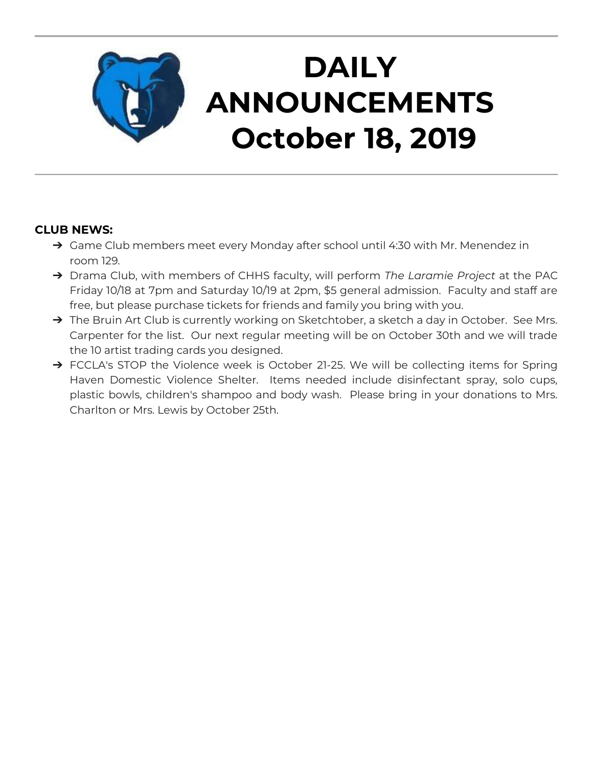# DAILY ANNOUNCEMENTS October 18, 2019

**CLUB NEWS:**

- Game Club members meet every Monday after school until 4:30 with Mr. Menendez in room 129.
- Drama Club, with members of CHHS faculty, will perform *The Laramie Project* at the PAC Friday 10/18 at 7pm and Saturday 10/19 at 2pm, $5 general admission. Faculty and staff are free, but please purchase tickets for friends and family you bring with you.
- The Bruin Art Club is currently working on Sketchtober, a sketch a day in October. See Mrs. Carpenter for the list. Our next regular meeting will be on October 30th and we will trade the 10 artist trading cards you designed.
- FCCLA's STOP the Violence week is October 21-25. We will be collecting items for Spring Haven Domestic Violence Shelter. Items needed include disinfectant spray, solo cups, plastic bowls, children's shampoo and body wash. Please bring in your donations to Mrs. Charlton or Mrs. Lewis by October 25th.